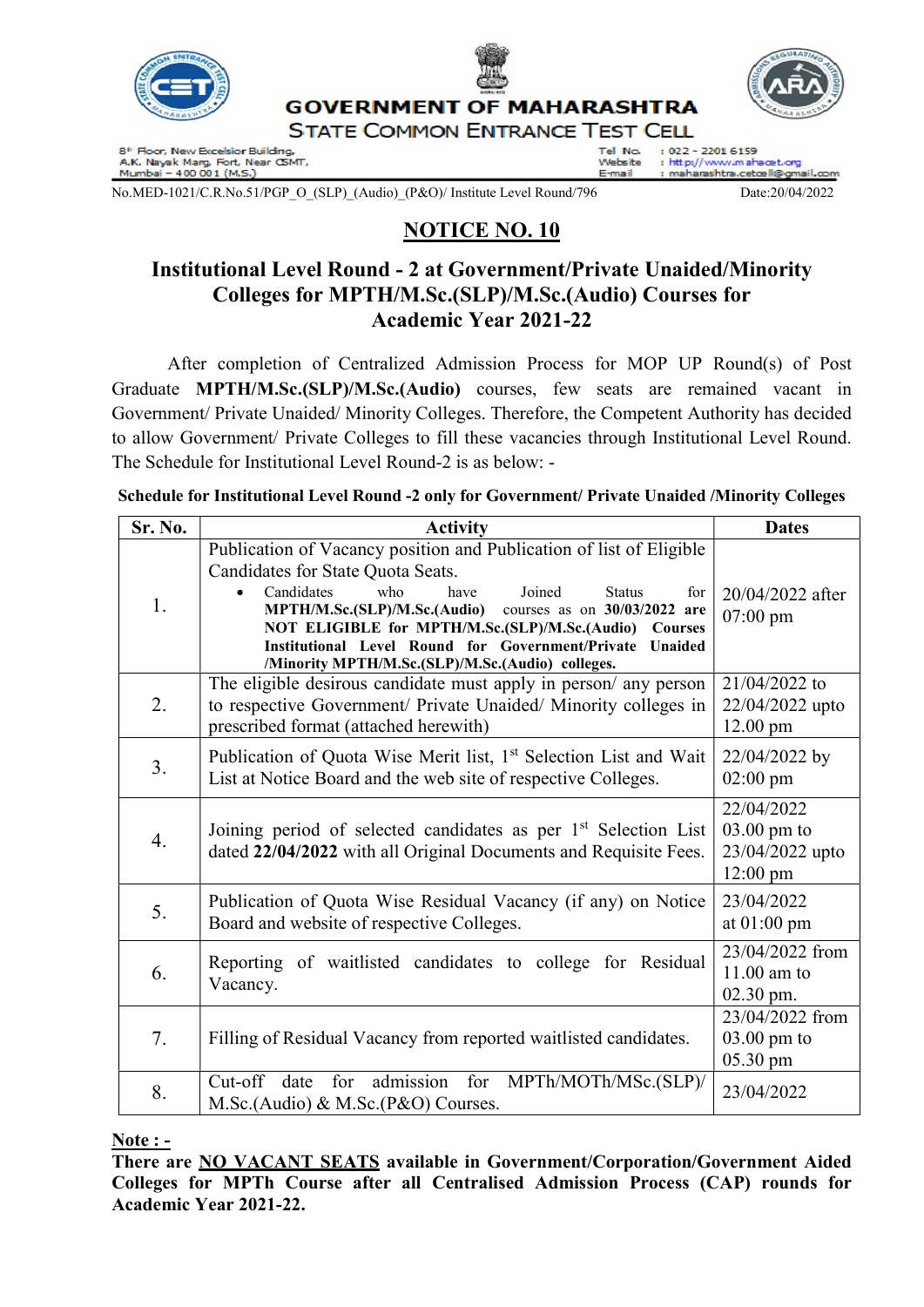**GOVERNMENT OF MAHARASHTRA**

**STATE COMMON ENTRANCE TEST CELL**

8th Floor, New Excelsior Building,
A.K. Nayak Marg, Fort, Near CSMT,
Mumbai – 400 001 (M.S.)

Tel No. : 022 - 2201 6159
Website : http://www.mahacet.org
E-mail : maharashtra.cetcell@gmail.com

No.MED-1021/C.R.No.51/PGP_O_(SLP)_(Audio)_(P&O)/ Institute Level Round/796 Date:20/04/2022

# NOTICE NO. 10

## Institutional Level Round - 2 at Government/Private Unaided/Minority Colleges for MPTH/M.Sc.(SLP)/M.Sc.(Audio) Courses for Academic Year 2021-22

After completion of Centralized Admission Process for MOP UP Round(s) of Post Graduate **MPTH/M.Sc.(SLP)/M.Sc.(Audio)** courses, few seats are remained vacant in Government/ Private Unaided/ Minority Colleges. Therefore, the Competent Authority has decided to allow Government/ Private Colleges to fill these vacancies through Institutional Level Round. The Schedule for Institutional Level Round-2 is as below: -

**Schedule for Institutional Level Round -2 only for Government/ Private Unaided /Minority Colleges**

| Sr. No. | Activity | Dates |
|---|---|---|
| 1. | Publication of Vacancy position and Publication of list of Eligible Candidates for State Quota Seats. <br> • Candidates who have Joined Status for **MPTH/M.Sc.(SLP)/M.Sc.(Audio)** courses as on **30/03/2022 are NOT ELIGIBLE for MPTH/M.Sc.(SLP)/M.Sc.(Audio) Courses Institutional Level Round for Government/Private Unaided /Minority MPTH/M.Sc.(SLP)/M.Sc.(Audio) colleges.** | 20/04/2022 after 07:00 pm |
| 2. | The eligible desirous candidate must apply in person/ any person to respective Government/ Private Unaided/ Minority colleges in prescribed format (attached herewith) | 21/04/2022 to 22/04/2022 upto 12.00 pm |
| 3. | Publication of Quota Wise Merit list, 1st Selection List and Wait List at Notice Board and the web site of respective Colleges. | 22/04/2022 by 02:00 pm |
| 4. | Joining period of selected candidates as per 1st Selection List dated **22/04/2022** with all Original Documents and Requisite Fees. | 22/04/2022 03.00 pm to 23/04/2022 upto 12:00 pm |
| 5. | Publication of Quota Wise Residual Vacancy (if any) on Notice Board and website of respective Colleges. | 23/04/2022 at 01:00 pm |
| 6. | Reporting of waitlisted candidates to college for Residual Vacancy. | 23/04/2022 from 11.00 am to 02.30 pm. |
| 7. | Filling of Residual Vacancy from reported waitlisted candidates. | 23/04/2022 from 03.00 pm to 05.30 pm |
| 8. | Cut-off date for admission for MPTh/MOTh/MSc.(SLP)/ M.Sc.(Audio) & M.Sc.(P&O) Courses. | 23/04/2022 |

**Note : -**

**There are NO VACANT SEATS available in Government/Corporation/Government Aided Colleges for MPTh Course after all Centralised Admission Process (CAP) rounds for Academic Year 2021-22.**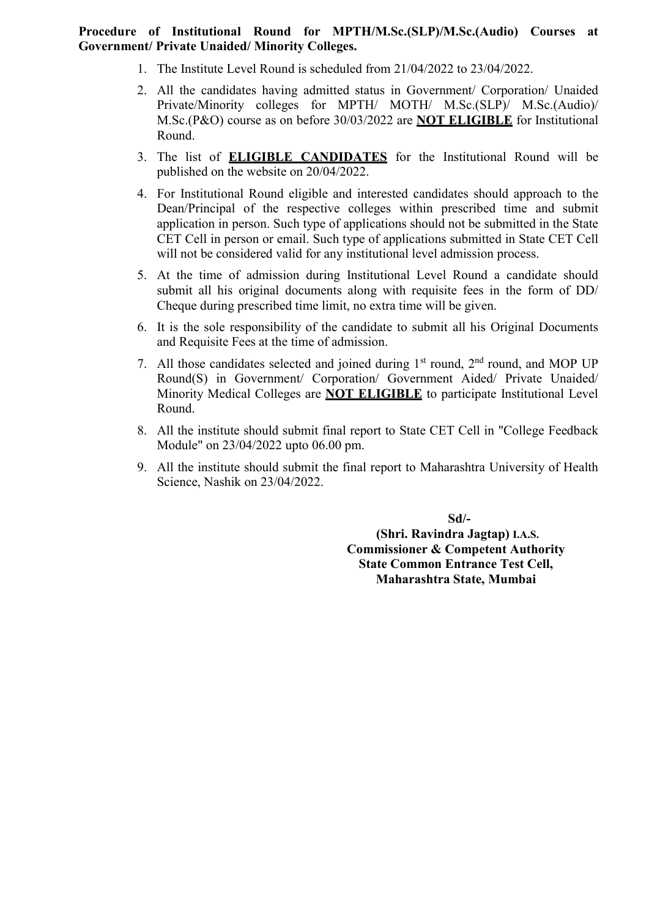**Procedure of Institutional Round for MPTH/M.Sc.(SLP)/M.Sc.(Audio) Courses at Government/ Private Unaided/ Minority Colleges.**

1. The Institute Level Round is scheduled from 21/04/2022 to 23/04/2022.
2. All the candidates having admitted status in Government/ Corporation/ Unaided Private/Minority colleges for MPTH/ MOTH/ M.Sc.(SLP)/ M.Sc.(Audio)/ M.Sc.(P&O) course as on before 30/03/2022 are **NOT ELIGIBLE** for Institutional Round.
3. The list of **ELIGIBLE CANDIDATES** for the Institutional Round will be published on the website on 20/04/2022.
4. For Institutional Round eligible and interested candidates should approach to the Dean/Principal of the respective colleges within prescribed time and submit application in person. Such type of applications should not be submitted in the State CET Cell in person or email. Such type of applications submitted in State CET Cell will not be considered valid for any institutional level admission process.
5. At the time of admission during Institutional Level Round a candidate should submit all his original documents along with requisite fees in the form of DD/ Cheque during prescribed time limit, no extra time will be given.
6. It is the sole responsibility of the candidate to submit all his Original Documents and Requisite Fees at the time of admission.
7. All those candidates selected and joined during 1st round, 2nd round, and MOP UP Round(S) in Government/ Corporation/ Government Aided/ Private Unaided/ Minority Medical Colleges are **NOT ELIGIBLE** to participate Institutional Level Round.
8. All the institute should submit final report to State CET Cell in "College Feedback Module" on 23/04/2022 upto 06.00 pm.
9. All the institute should submit the final report to Maharashtra University of Health Science, Nashik on 23/04/2022.

**Sd/-**
**(Shri. Ravindra Jagtap) I.A.S.**
**Commissioner & Competent Authority**
**State Common Entrance Test Cell,**
**Maharashtra State, Mumbai**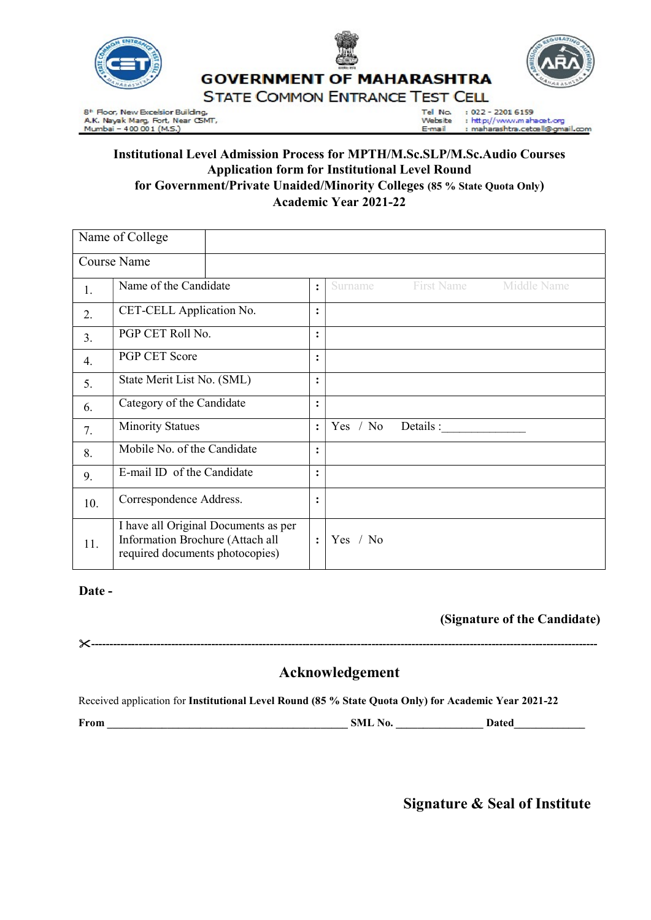# GOVERNMENT OF MAHARASHTRA
## STATE COMMON ENTRANCE TEST CELL

8th Floor, New Excelsior Building,
A.K. Nayak Marg, Fort, Near CSMT,
Mumbai – 400 001 (M.S.)

Tel No. : 022 - 2201 6159
Website : http://www.mahacet.org
E-mail : maharashtra.cetcell@gmail.com

**Institutional Level Admission Process for MPTH/M.Sc.SLP/M.Sc.Audio Courses**
**Application form for Institutional Level Round**
**for Government/Private Unaided/Minority Colleges (85 % State Quota Only)**
**Academic Year 2021-22**

| | | | |
|---|---|---|---|
| Name of College | | | |
| Course Name | | | |
| 1. | Name of the Candidate | : | Surname First Name Middle Name |
| 2. | CET-CELL Application No. | : | |
| 3. | PGP CET Roll No. | : | |
| 4. | PGP CET Score | : | |
| 5. | State Merit List No. (SML) | : | |
| 6. | Category of the Candidate | : | |
| 7. | Minority Statues | : | Yes / No Details :______________ |
| 8. | Mobile No. of the Candidate | : | |
| 9. | E-mail ID of the Candidate | : | |
| 10. | Correspondence Address. | : | |
| 11. | I have all Original Documents as per Information Brochure (Attach all required documents photocopies) | : | Yes / No |

**Date -**

**(Signature of the Candidate)**

✂------------------------------------------------------------------------------------------------------------

## Acknowledgement

Received application for **Institutional Level Round (85 % State Quota Only) for Academic Year 2021-22**

**From** ____________________________________________ **SML No.** ________________ **Dated**_____________

**Signature & Seal of Institute**